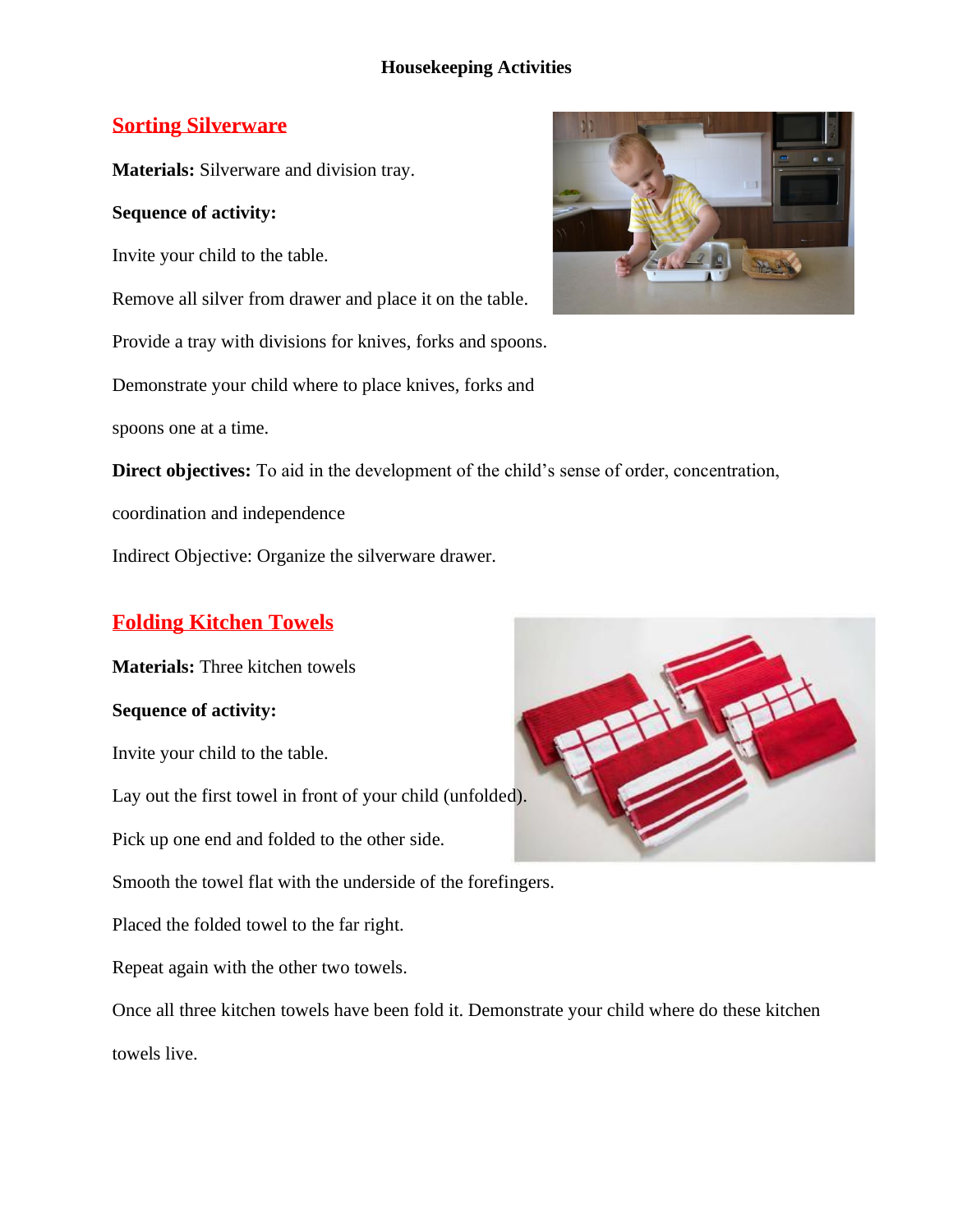# Housekeeping Activities

## Sorting Silverware

**Materials:** Silverware and division tray.

**Sequence of activity:**

Invite your child to the table.

Remove all silver from drawer and place it on the table.

Provide a tray with divisions for knives, forks and spoons.

Demonstrate your child where to place knives, forks and spoons one at a time.

**Direct objectives:** To aid in the development of the child's sense of order, concentration, coordination and independence

Indirect Objective: Organize the silverware drawer.

## Folding Kitchen Towels

**Materials:** Three kitchen towels

**Sequence of activity:**

Invite your child to the table.

Lay out the first towel in front of your child (unfolded).

Pick up one end and folded to the other side.

Smooth the towel flat with the underside of the forefingers.

Placed the folded towel to the far right.

Repeat again with the other two towels.

Once all three kitchen towels have been fold it. Demonstrate your child where do these kitchen towels live.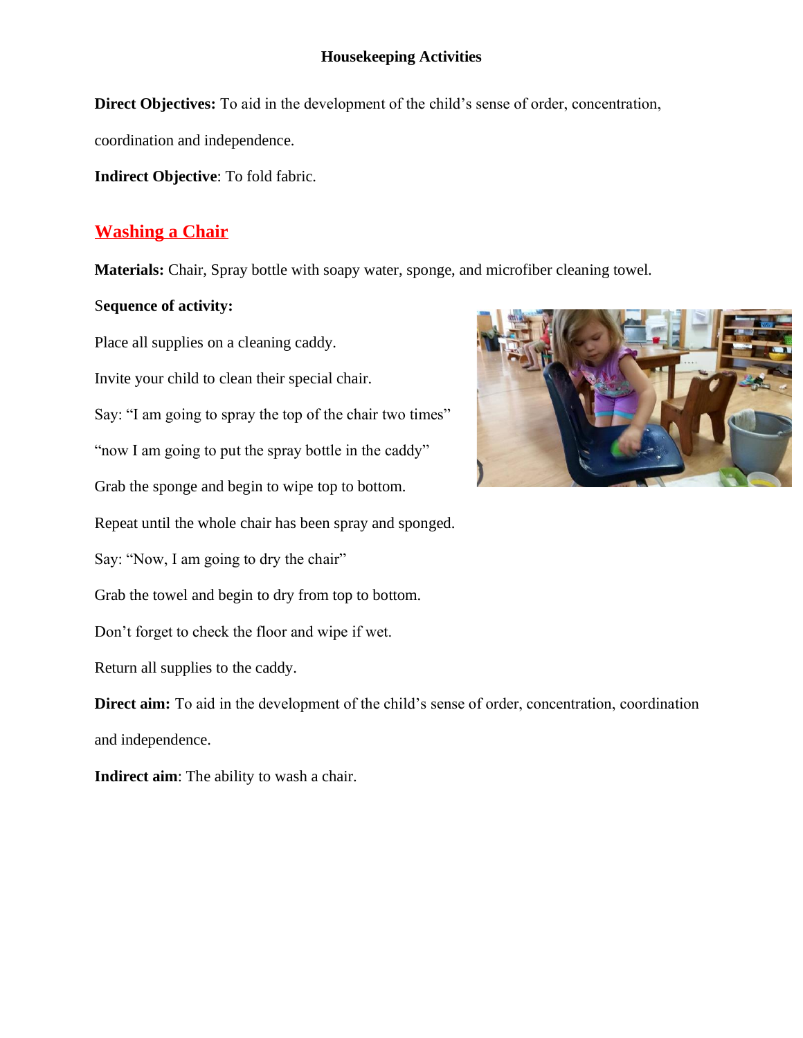**Housekeeping Activities**

**Direct Objectives:** To aid in the development of the child's sense of order, concentration, coordination and independence.

**Indirect Objective**: To fold fabric.

## Washing a Chair

**Materials:** Chair, Spray bottle with soapy water, sponge, and microfiber cleaning towel.

**Sequence of activity:**

Place all supplies on a cleaning caddy.

Invite your child to clean their special chair.

Say: "I am going to spray the top of the chair two times"

"now I am going to put the spray bottle in the caddy"

Grab the sponge and begin to wipe top to bottom.

Repeat until the whole chair has been spray and sponged.

Say: "Now, I am going to dry the chair"

Grab the towel and begin to dry from top to bottom.

Don't forget to check the floor and wipe if wet.

Return all supplies to the caddy.

**Direct aim:** To aid in the development of the child's sense of order, concentration, coordination and independence.

**Indirect aim**: The ability to wash a chair.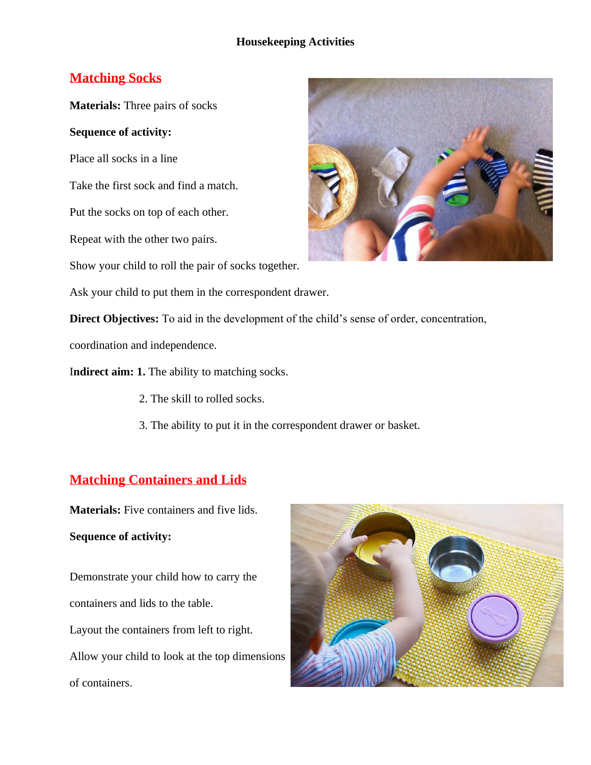**Housekeeping Activities**

## Matching Socks

**Materials:** Three pairs of socks

**Sequence of activity:**

Place all socks in a line

Take the first sock and find a match.

Put the socks on top of each other.

Repeat with the other two pairs.

Show your child to roll the pair of socks together.

Ask your child to put them in the correspondent drawer.

**Direct Objectives:** To aid in the development of the child's sense of order, concentration, coordination and independence.

**Indirect aim: 1.** The ability to matching socks.

2. The skill to rolled socks.

3. The ability to put it in the correspondent drawer or basket.

## Matching Containers and Lids

**Materials:** Five containers and five lids.

**Sequence of activity:**

Demonstrate your child how to carry the containers and lids to the table.

Layout the containers from left to right.

Allow your child to look at the top dimensions of containers.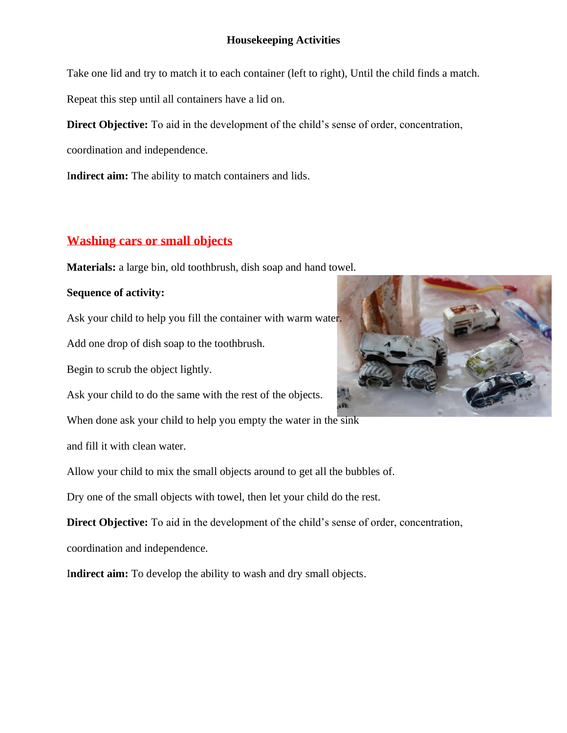# Housekeeping Activities

Take one lid and try to match it to each container (left to right), Until the child finds a match.

Repeat this step until all containers have a lid on.

**Direct Objective:** To aid in the development of the child's sense of order, concentration, coordination and independence.

**Indirect aim:** The ability to match containers and lids.

## Washing cars or small objects

**Materials:** a large bin, old toothbrush, dish soap and hand towel.

**Sequence of activity:**

Ask your child to help you fill the container with warm water.

Add one drop of dish soap to the toothbrush.

Begin to scrub the object lightly.

Ask your child to do the same with the rest of the objects.

When done ask your child to help you empty the water in the sink and fill it with clean water.

Allow your child to mix the small objects around to get all the bubbles of.

Dry one of the small objects with towel, then let your child do the rest.

**Direct Objective:** To aid in the development of the child's sense of order, concentration, coordination and independence.

**Indirect aim:** To develop the ability to wash and dry small objects.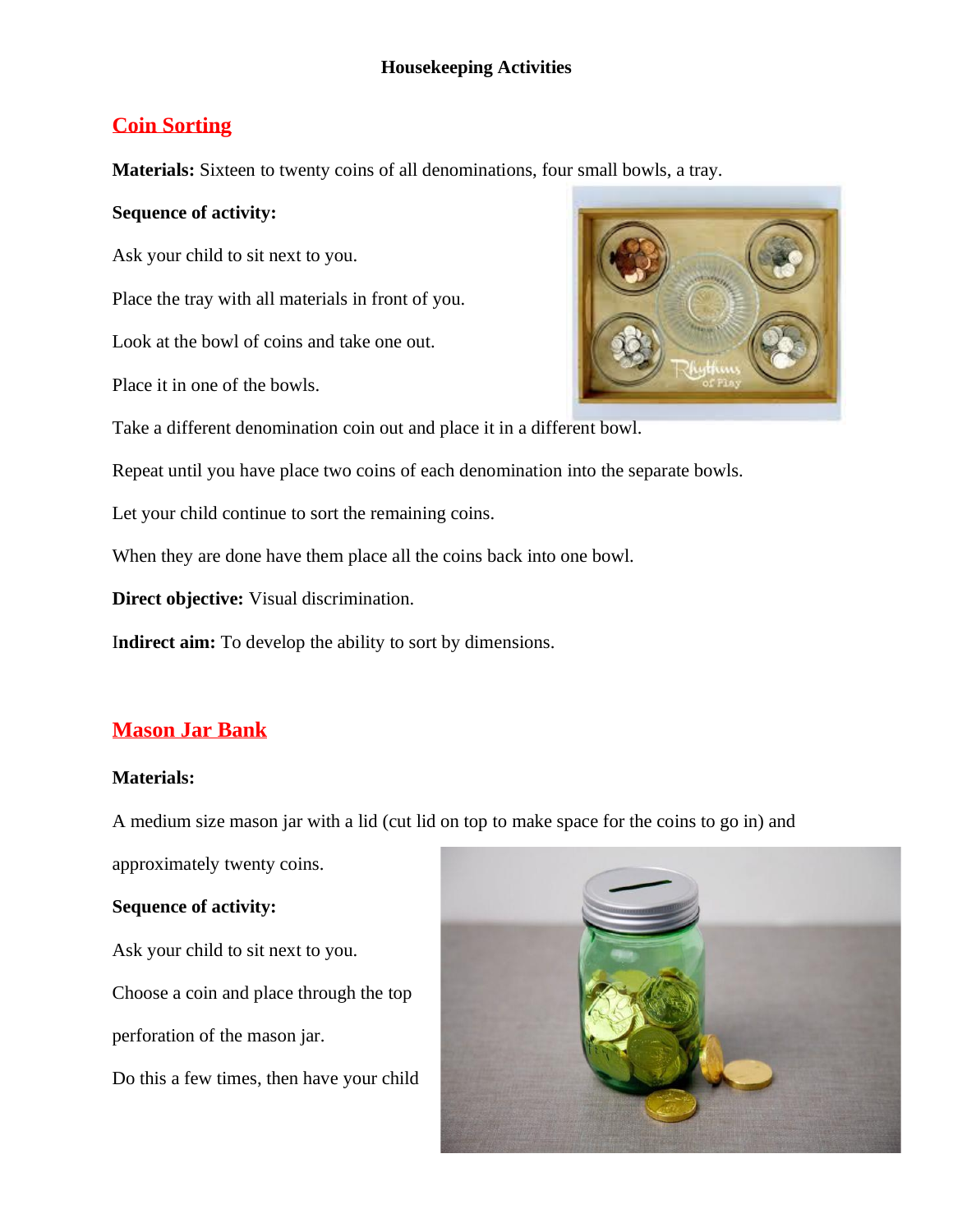# Housekeeping Activities

## Coin Sorting

**Materials:** Sixteen to twenty coins of all denominations, four small bowls, a tray.

**Sequence of activity:**

Ask your child to sit next to you.

Place the tray with all materials in front of you.

Look at the bowl of coins and take one out.

Place it in one of the bowls.

Take a different denomination coin out and place it in a different bowl.

Repeat until you have place two coins of each denomination into the separate bowls.

Let your child continue to sort the remaining coins.

When they are done have them place all the coins back into one bowl.

**Direct objective:** Visual discrimination.

**Indirect aim:** To develop the ability to sort by dimensions.

## Mason Jar Bank

**Materials:**

A medium size mason jar with a lid (cut lid on top to make space for the coins to go in) and approximately twenty coins.

**Sequence of activity:**

Ask your child to sit next to you.

Choose a coin and place through the top perforation of the mason jar.

Do this a few times, then have your child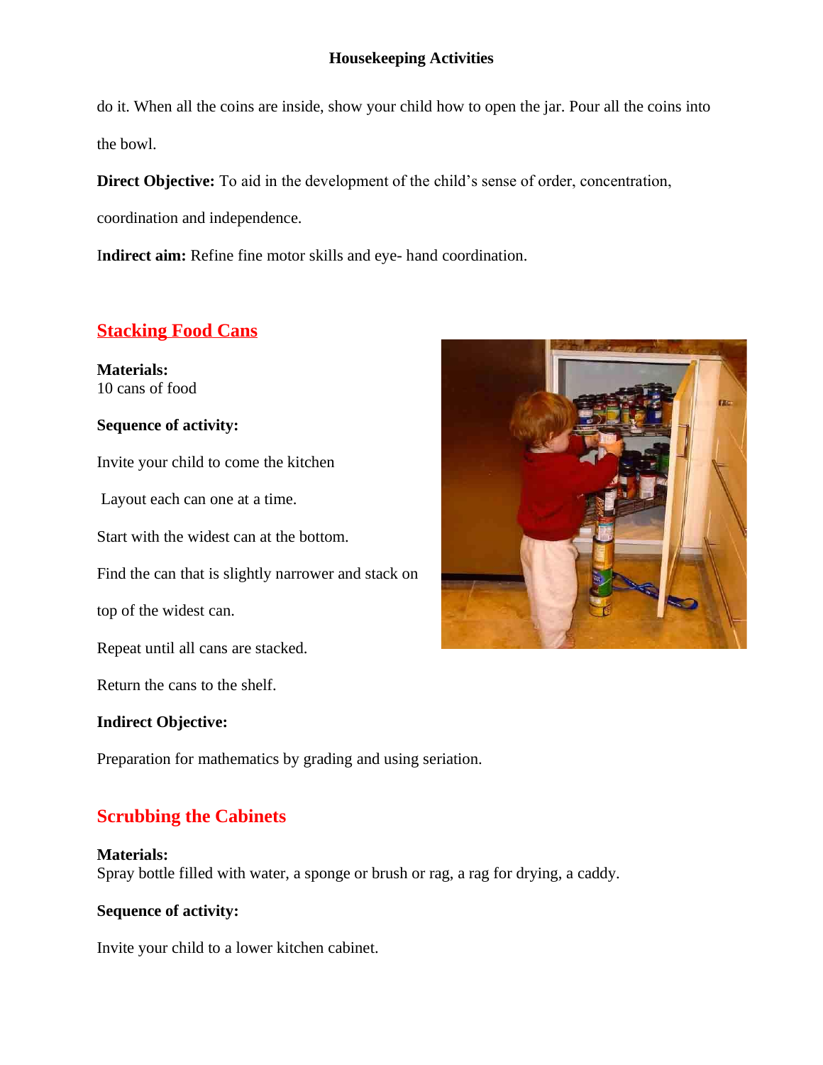do it. When all the coins are inside, show your child how to open the jar. Pour all the coins into the bowl.

**Direct Objective:** To aid in the development of the child's sense of order, concentration, coordination and independence.

I**ndirect aim:** Refine fine motor skills and eye- hand coordination.

## Stacking Food Cans

**Materials:**
10 cans of food

**Sequence of activity:**

Invite your child to come the kitchen

Layout each can one at a time.

Start with the widest can at the bottom.

Find the can that is slightly narrower and stack on top of the widest can.

Repeat until all cans are stacked.

Return the cans to the shelf.

**Indirect Objective:**

Preparation for mathematics by grading and using seriation.

## Scrubbing the Cabinets

**Materials:**
Spray bottle filled with water, a sponge or brush or rag, a rag for drying, a caddy.

**Sequence of activity:**

Invite your child to a lower kitchen cabinet.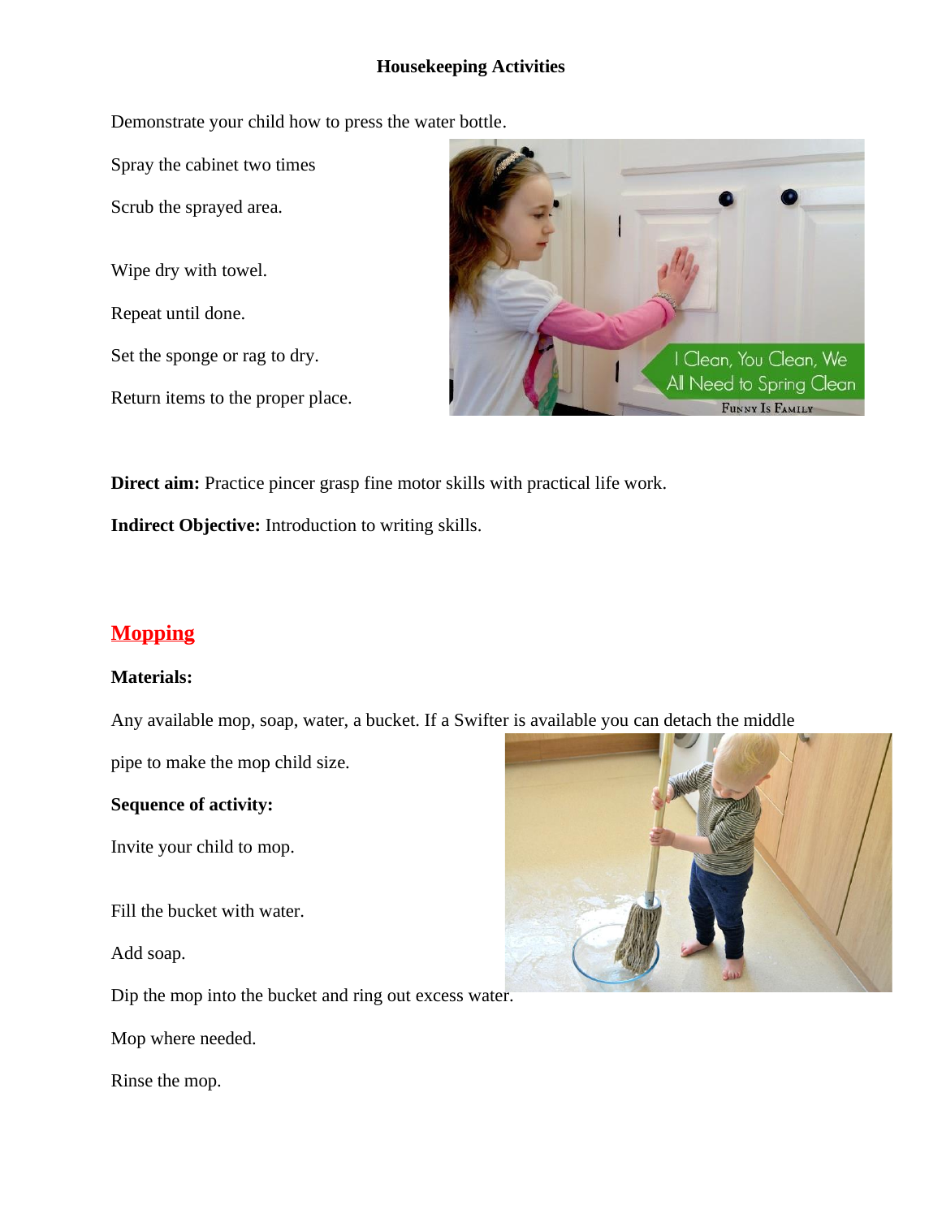**Housekeeping Activities**

Demonstrate your child how to press the water bottle.

Spray the cabinet two times

Scrub the sprayed area.

Wipe dry with towel.

Repeat until done.

Set the sponge or rag to dry.

Return items to the proper place.

**Direct aim:** Practice pincer grasp fine motor skills with practical life work.

**Indirect Objective:** Introduction to writing skills.

## Mopping

**Materials:**

Any available mop, soap, water, a bucket. If a Swifter is available you can detach the middle pipe to make the mop child size.

**Sequence of activity:**

Invite your child to mop.

Fill the bucket with water.

Add soap.

Dip the mop into the bucket and ring out excess water.

Mop where needed.

Rinse the mop.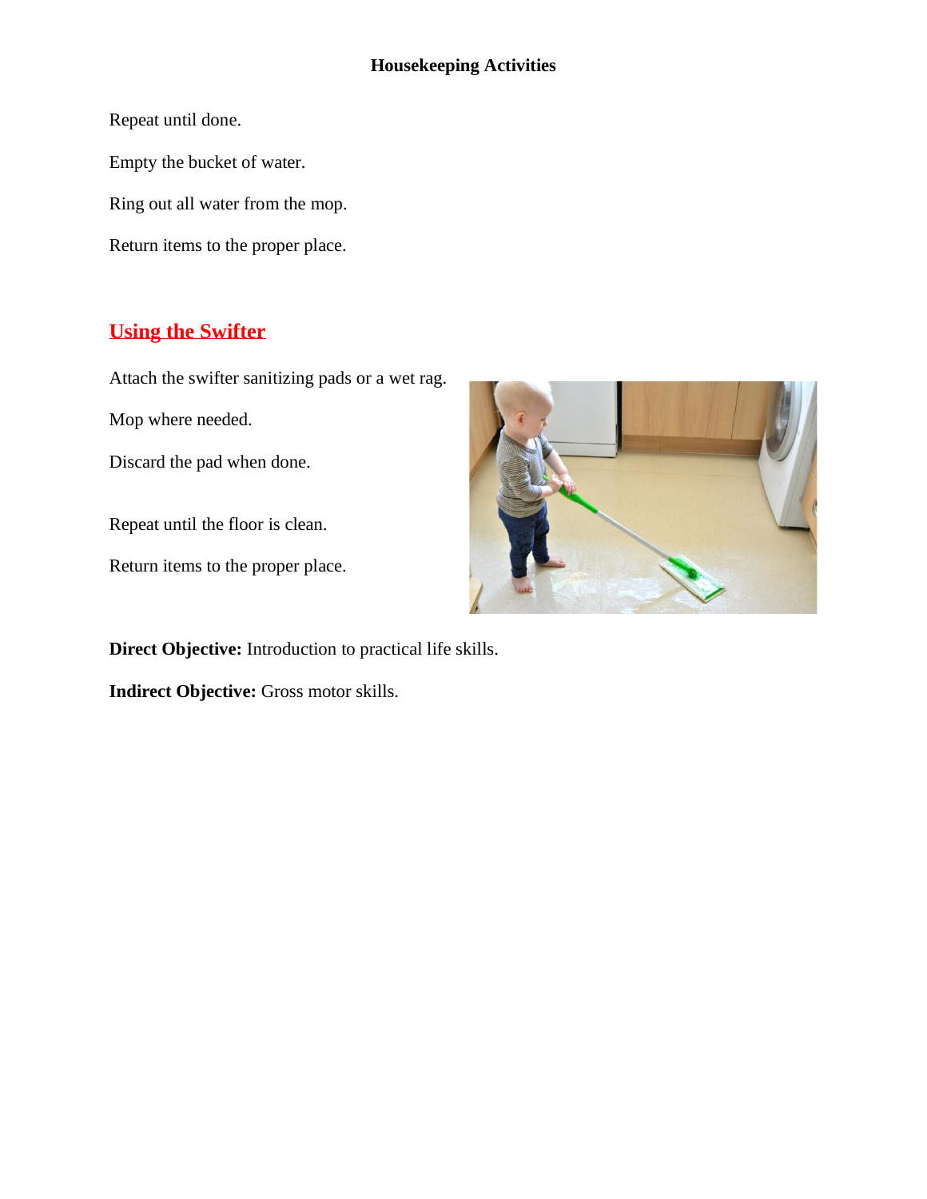Repeat until done.

Empty the bucket of water.

Ring out all water from the mop.

Return items to the proper place.

## Using the Swifter

Attach the swifter sanitizing pads or a wet rag.

Mop where needed.

Discard the pad when done.

Repeat until the floor is clean.

Return items to the proper place.

**Direct Objective:** Introduction to practical life skills.

**Indirect Objective:** Gross motor skills.